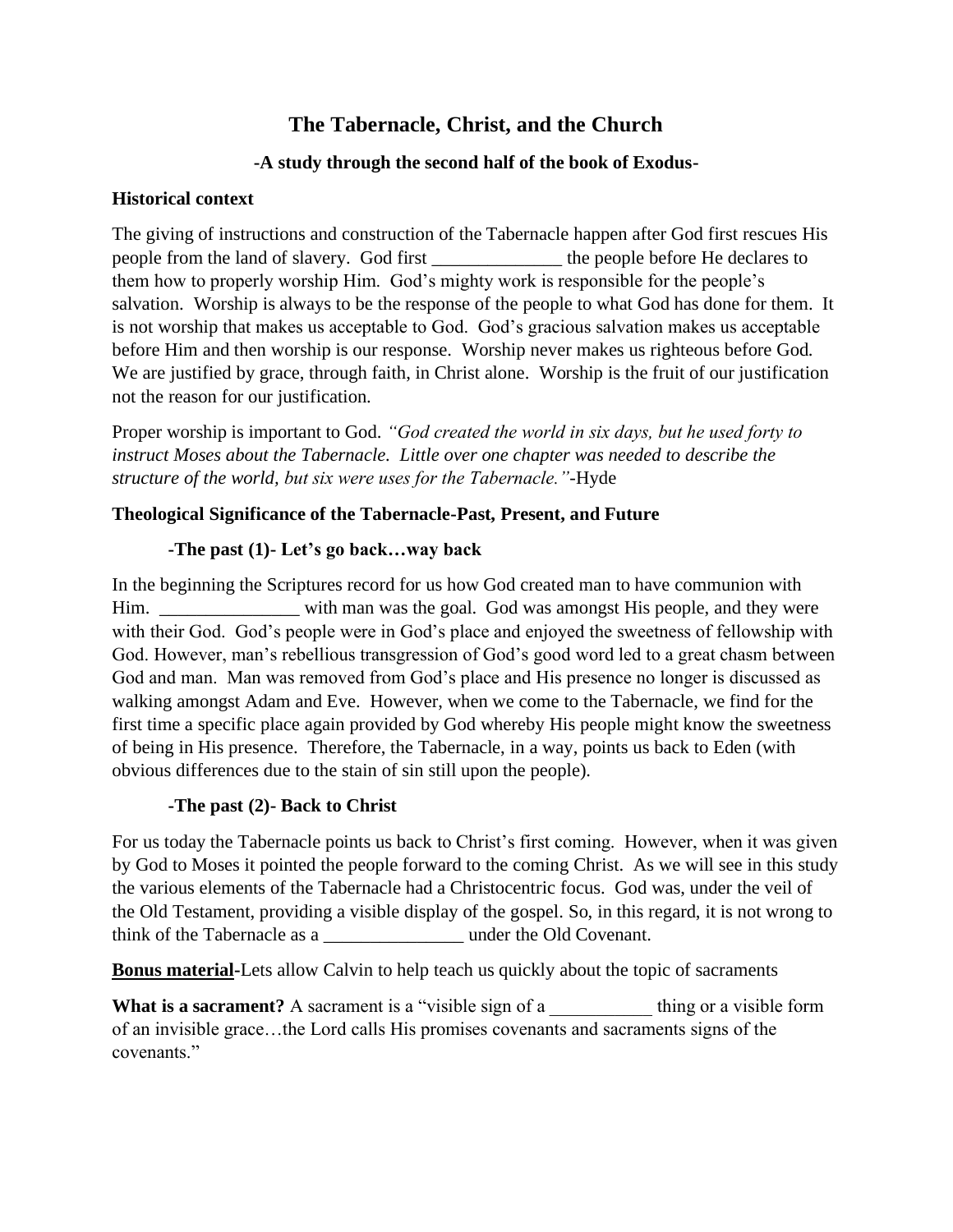# The Tabernacle, Christ, and the Church

### -A study through the second half of the book of Exodus-

**Historical context**

The giving of instructions and construction of the Tabernacle happen after God first rescues His people from the land of slavery. God first ______________ the people before He declares to them how to properly worship Him. God's mighty work is responsible for the people's salvation. Worship is always to be the response of the people to what God has done for them. It is not worship that makes us acceptable to God. God's gracious salvation makes us acceptable before Him and then worship is our response. Worship never makes us righteous before God. We are justified by grace, through faith, in Christ alone. Worship is the fruit of our justification not the reason for our justification.

Proper worship is important to God. *"God created the world in six days, but he used forty to instruct Moses about the Tabernacle. Little over one chapter was needed to describe the structure of the world, but six were uses for the Tabernacle."*-Hyde

**Theological Significance of the Tabernacle-Past, Present, and Future**

**-The past (1)- Let's go back…way back**

In the beginning the Scriptures record for us how God created man to have communion with Him. _______________ with man was the goal. God was amongst His people, and they were with their God. God's people were in God's place and enjoyed the sweetness of fellowship with God. However, man's rebellious transgression of God's good word led to a great chasm between God and man. Man was removed from God's place and His presence no longer is discussed as walking amongst Adam and Eve. However, when we come to the Tabernacle, we find for the first time a specific place again provided by God whereby His people might know the sweetness of being in His presence. Therefore, the Tabernacle, in a way, points us back to Eden (with obvious differences due to the stain of sin still upon the people).

**-The past (2)- Back to Christ**

For us today the Tabernacle points us back to Christ's first coming. However, when it was given by God to Moses it pointed the people forward to the coming Christ. As we will see in this study the various elements of the Tabernacle had a Christocentric focus. God was, under the veil of the Old Testament, providing a visible display of the gospel. So, in this regard, it is not wrong to think of the Tabernacle as a _______________ under the Old Covenant.

**Bonus material**-Lets allow Calvin to help teach us quickly about the topic of sacraments

**What is a sacrament?** A sacrament is a "visible sign of a ___________ thing or a visible form of an invisible grace…the Lord calls His promises covenants and sacraments signs of the covenants."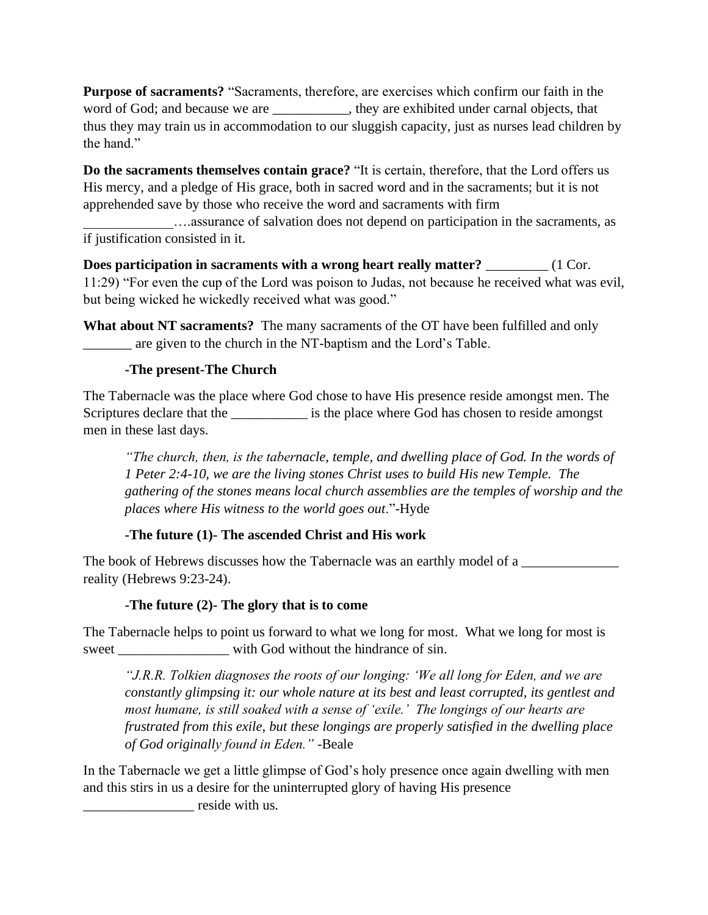**Purpose of sacraments?** "Sacraments, therefore, are exercises which confirm our faith in the word of God; and because we are ___________, they are exhibited under carnal objects, that thus they may train us in accommodation to our sluggish capacity, just as nurses lead children by the hand."

**Do the sacraments themselves contain grace?** "It is certain, therefore, that the Lord offers us His mercy, and a pledge of His grace, both in sacred word and in the sacraments; but it is not apprehended save by those who receive the word and sacraments with firm _____________….assurance of salvation does not depend on participation in the sacraments, as if justification consisted in it.

**Does participation in sacraments with a wrong heart really matter?** _________ (1 Cor. 11:29) "For even the cup of the Lord was poison to Judas, not because he received what was evil, but being wicked he wickedly received what was good."

**What about NT sacraments?** The many sacraments of the OT have been fulfilled and only _______ are given to the church in the NT-baptism and the Lord's Table.

**-The present-The Church**

The Tabernacle was the place where God chose to have His presence reside amongst men. The Scriptures declare that the ___________ is the place where God has chosen to reside amongst men in these last days.

> *"The church, then, is the tabernacle, temple, and dwelling place of God. In the words of 1 Peter 2:4-10, we are the living stones Christ uses to build His new Temple. The gathering of the stones means local church assemblies are the temples of worship and the places where His witness to the world goes out*."-Hyde

**-The future (1)- The ascended Christ and His work**

The book of Hebrews discusses how the Tabernacle was an earthly model of a ______________ reality (Hebrews 9:23-24).

**-The future (2)- The glory that is to come**

The Tabernacle helps to point us forward to what we long for most. What we long for most is sweet ________________ with God without the hindrance of sin.

> *"J.R.R. Tolkien diagnoses the roots of our longing: 'We all long for Eden, and we are constantly glimpsing it: our whole nature at its best and least corrupted, its gentlest and most humane, is still soaked with a sense of 'exile.' The longings of our hearts are frustrated from this exile, but these longings are properly satisfied in the dwelling place of God originally found in Eden."* -Beale

In the Tabernacle we get a little glimpse of God's holy presence once again dwelling with men and this stirs in us a desire for the uninterrupted glory of having His presence ________________ reside with us.